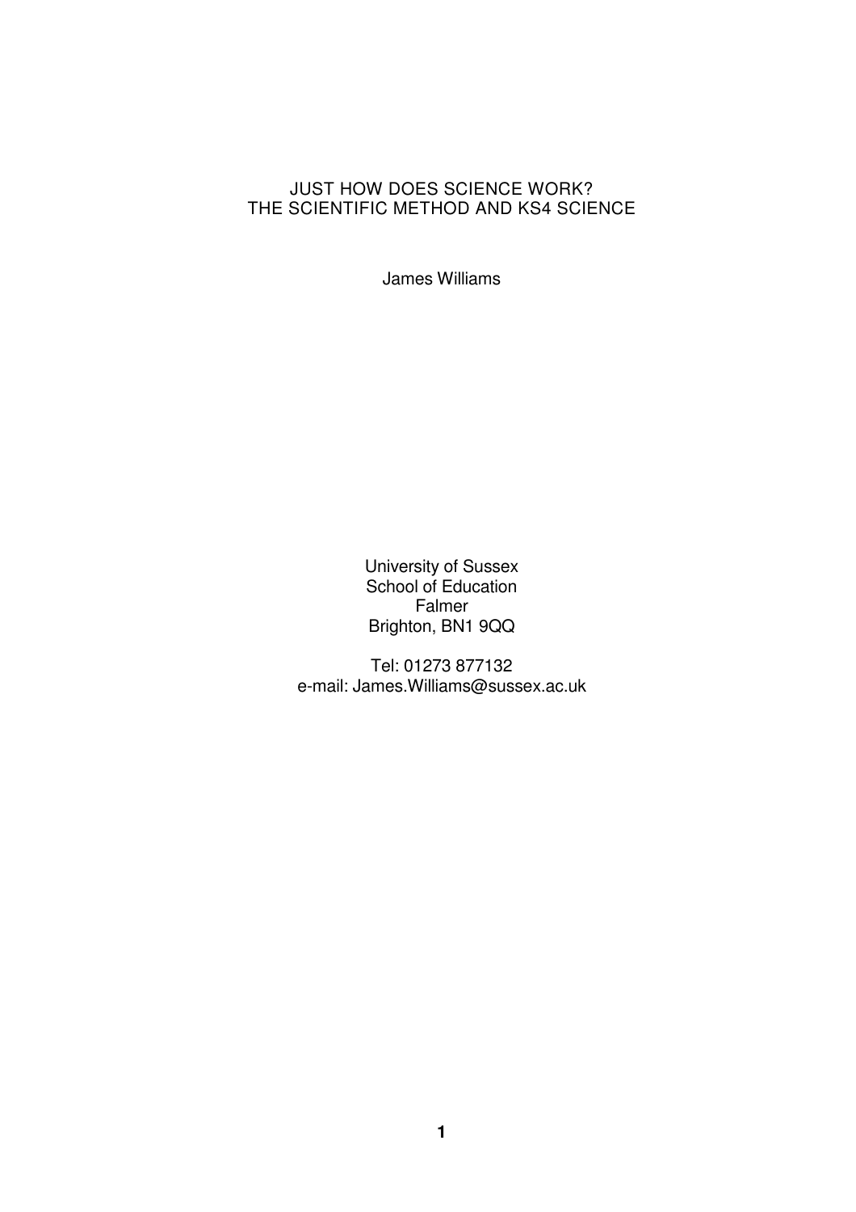# JUST HOW DOES SCIENCE WORK?
# THE SCIENTIFIC METHOD AND KS4 SCIENCE

James Williams

University of Sussex
School of Education
Falmer
Brighton, BN1 9QQ

Tel: 01273 877132
e-mail: James.Williams@sussex.ac.uk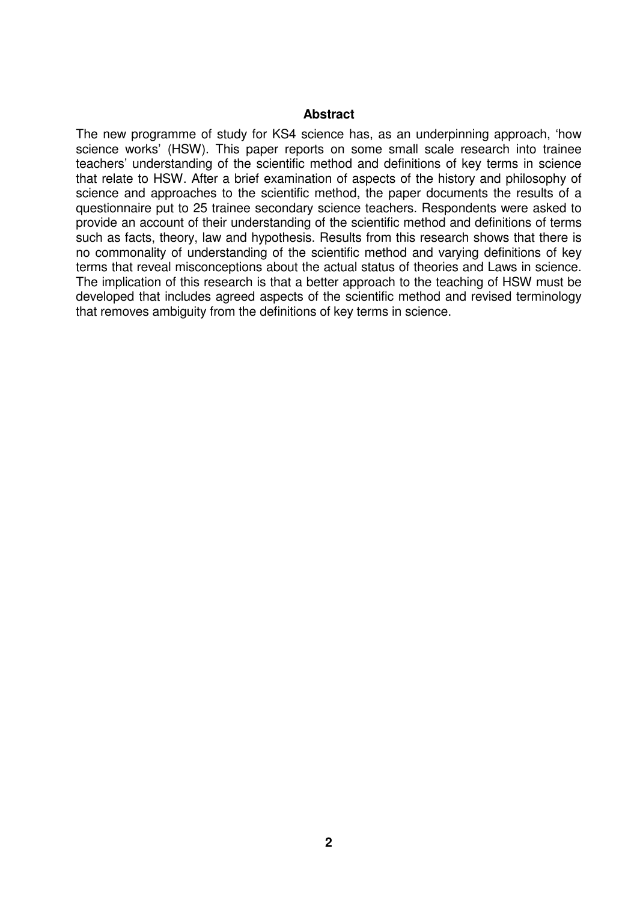## Abstract

The new programme of study for KS4 science has, as an underpinning approach, 'how science works' (HSW). This paper reports on some small scale research into trainee teachers' understanding of the scientific method and definitions of key terms in science that relate to HSW. After a brief examination of aspects of the history and philosophy of science and approaches to the scientific method, the paper documents the results of a questionnaire put to 25 trainee secondary science teachers. Respondents were asked to provide an account of their understanding of the scientific method and definitions of terms such as facts, theory, law and hypothesis. Results from this research shows that there is no commonality of understanding of the scientific method and varying definitions of key terms that reveal misconceptions about the actual status of theories and Laws in science. The implication of this research is that a better approach to the teaching of HSW must be developed that includes agreed aspects of the scientific method and revised terminology that removes ambiguity from the definitions of key terms in science.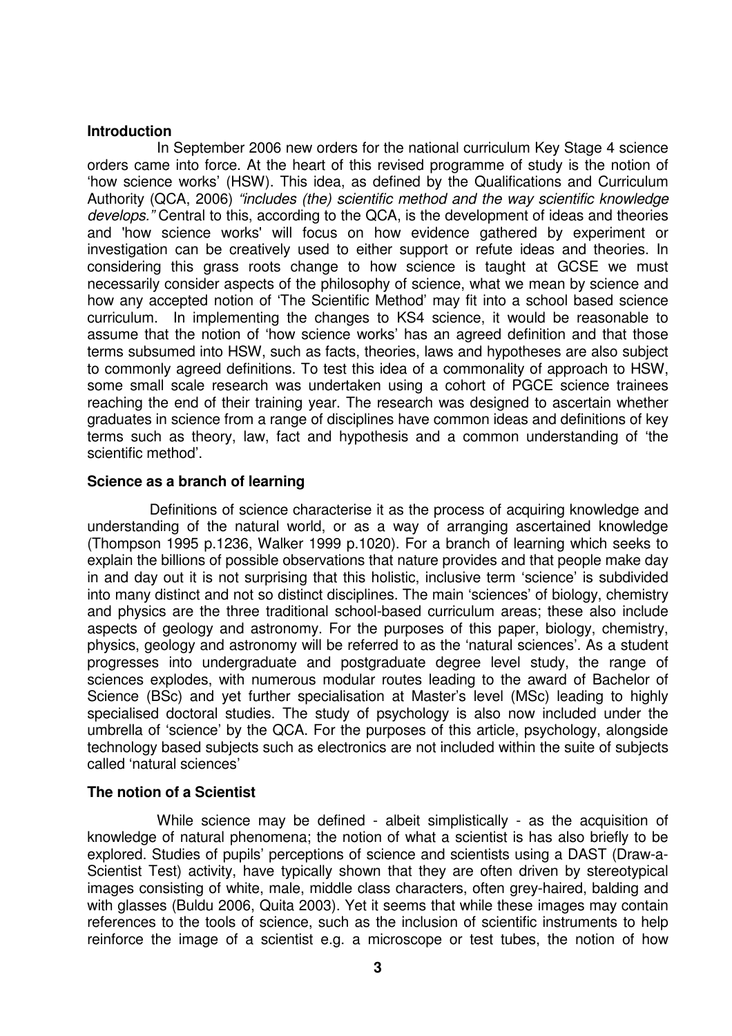## Introduction

In September 2006 new orders for the national curriculum Key Stage 4 science orders came into force. At the heart of this revised programme of study is the notion of 'how science works' (HSW). This idea, as defined by the Qualifications and Curriculum Authority (QCA, 2006) *"includes (the) scientific method and the way scientific knowledge develops."* Central to this, according to the QCA, is the development of ideas and theories and 'how science works' will focus on how evidence gathered by experiment or investigation can be creatively used to either support or refute ideas and theories. In considering this grass roots change to how science is taught at GCSE we must necessarily consider aspects of the philosophy of science, what we mean by science and how any accepted notion of 'The Scientific Method' may fit into a school based science curriculum. In implementing the changes to KS4 science, it would be reasonable to assume that the notion of 'how science works' has an agreed definition and that those terms subsumed into HSW, such as facts, theories, laws and hypotheses are also subject to commonly agreed definitions. To test this idea of a commonality of approach to HSW, some small scale research was undertaken using a cohort of PGCE science trainees reaching the end of their training year. The research was designed to ascertain whether graduates in science from a range of disciplines have common ideas and definitions of key terms such as theory, law, fact and hypothesis and a common understanding of 'the scientific method'.

## Science as a branch of learning

Definitions of science characterise it as the process of acquiring knowledge and understanding of the natural world, or as a way of arranging ascertained knowledge (Thompson 1995 p.1236, Walker 1999 p.1020). For a branch of learning which seeks to explain the billions of possible observations that nature provides and that people make day in and day out it is not surprising that this holistic, inclusive term 'science' is subdivided into many distinct and not so distinct disciplines. The main 'sciences' of biology, chemistry and physics are the three traditional school-based curriculum areas; these also include aspects of geology and astronomy. For the purposes of this paper, biology, chemistry, physics, geology and astronomy will be referred to as the 'natural sciences'. As a student progresses into undergraduate and postgraduate degree level study, the range of sciences explodes, with numerous modular routes leading to the award of Bachelor of Science (BSc) and yet further specialisation at Master's level (MSc) leading to highly specialised doctoral studies. The study of psychology is also now included under the umbrella of 'science' by the QCA. For the purposes of this article, psychology, alongside technology based subjects such as electronics are not included within the suite of subjects called 'natural sciences'

## The notion of a Scientist

While science may be defined - albeit simplistically - as the acquisition of knowledge of natural phenomena; the notion of what a scientist is has also briefly to be explored. Studies of pupils' perceptions of science and scientists using a DAST (Draw-a-Scientist Test) activity, have typically shown that they are often driven by stereotypical images consisting of white, male, middle class characters, often grey-haired, balding and with glasses (Buldu 2006, Quita 2003). Yet it seems that while these images may contain references to the tools of science, such as the inclusion of scientific instruments to help reinforce the image of a scientist e.g. a microscope or test tubes, the notion of how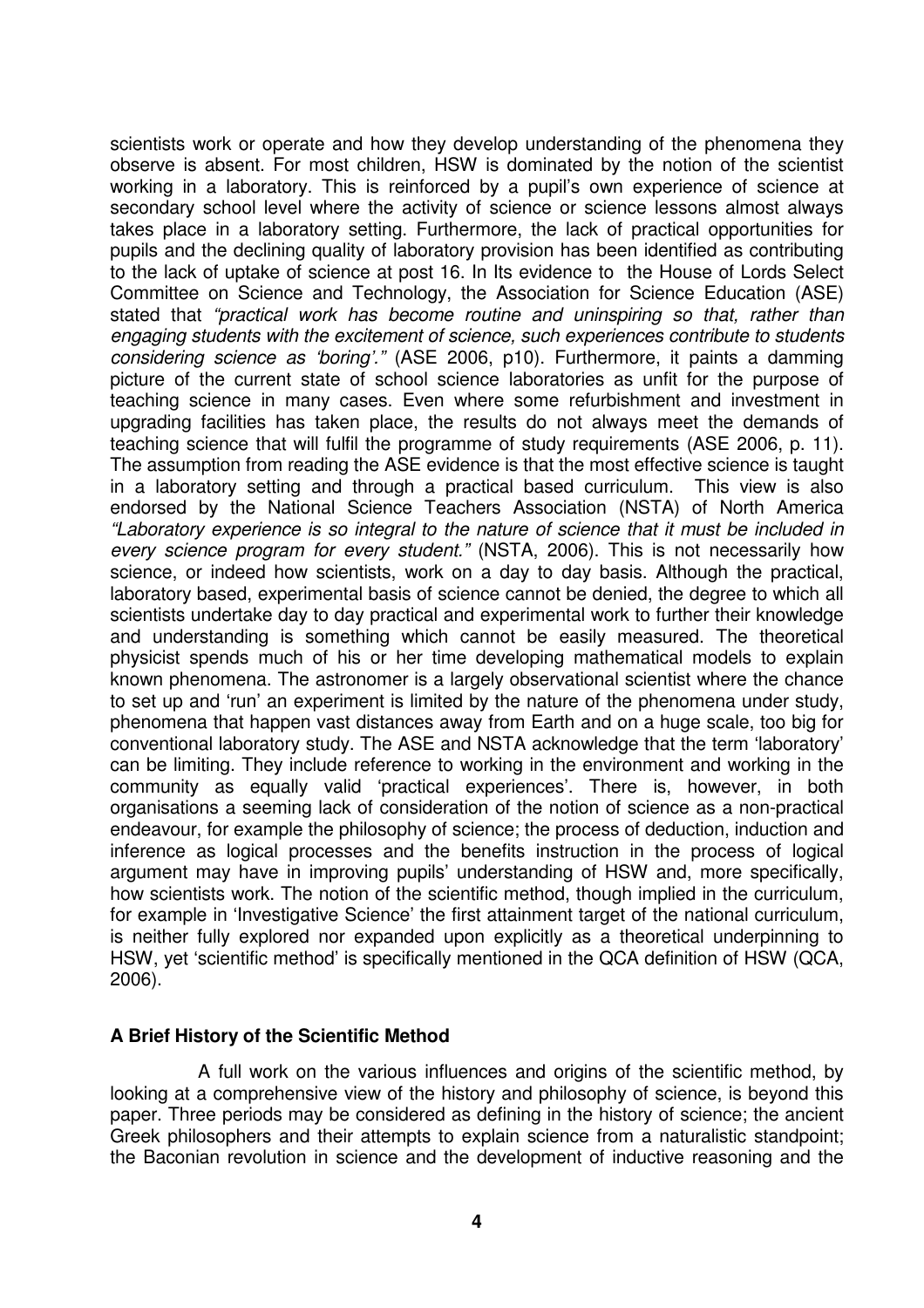scientists work or operate and how they develop understanding of the phenomena they observe is absent. For most children, HSW is dominated by the notion of the scientist working in a laboratory. This is reinforced by a pupil's own experience of science at secondary school level where the activity of science or science lessons almost always takes place in a laboratory setting. Furthermore, the lack of practical opportunities for pupils and the declining quality of laboratory provision has been identified as contributing to the lack of uptake of science at post 16. In Its evidence to the House of Lords Select Committee on Science and Technology, the Association for Science Education (ASE) stated that *"practical work has become routine and uninspiring so that, rather than engaging students with the excitement of science, such experiences contribute to students considering science as 'boring'."* (ASE 2006, p10). Furthermore, it paints a damming picture of the current state of school science laboratories as unfit for the purpose of teaching science in many cases. Even where some refurbishment and investment in upgrading facilities has taken place, the results do not always meet the demands of teaching science that will fulfil the programme of study requirements (ASE 2006, p. 11). The assumption from reading the ASE evidence is that the most effective science is taught in a laboratory setting and through a practical based curriculum. This view is also endorsed by the National Science Teachers Association (NSTA) of North America *"Laboratory experience is so integral to the nature of science that it must be included in every science program for every student."* (NSTA, 2006). This is not necessarily how science, or indeed how scientists, work on a day to day basis. Although the practical, laboratory based, experimental basis of science cannot be denied, the degree to which all scientists undertake day to day practical and experimental work to further their knowledge and understanding is something which cannot be easily measured. The theoretical physicist spends much of his or her time developing mathematical models to explain known phenomena. The astronomer is a largely observational scientist where the chance to set up and 'run' an experiment is limited by the nature of the phenomena under study, phenomena that happen vast distances away from Earth and on a huge scale, too big for conventional laboratory study. The ASE and NSTA acknowledge that the term 'laboratory' can be limiting. They include reference to working in the environment and working in the community as equally valid 'practical experiences'. There is, however, in both organisations a seeming lack of consideration of the notion of science as a non-practical endeavour, for example the philosophy of science; the process of deduction, induction and inference as logical processes and the benefits instruction in the process of logical argument may have in improving pupils' understanding of HSW and, more specifically, how scientists work. The notion of the scientific method, though implied in the curriculum, for example in 'Investigative Science' the first attainment target of the national curriculum, is neither fully explored nor expanded upon explicitly as a theoretical underpinning to HSW, yet 'scientific method' is specifically mentioned in the QCA definition of HSW (QCA, 2006).

## A Brief History of the Scientific Method

A full work on the various influences and origins of the scientific method, by looking at a comprehensive view of the history and philosophy of science, is beyond this paper. Three periods may be considered as defining in the history of science; the ancient Greek philosophers and their attempts to explain science from a naturalistic standpoint; the Baconian revolution in science and the development of inductive reasoning and the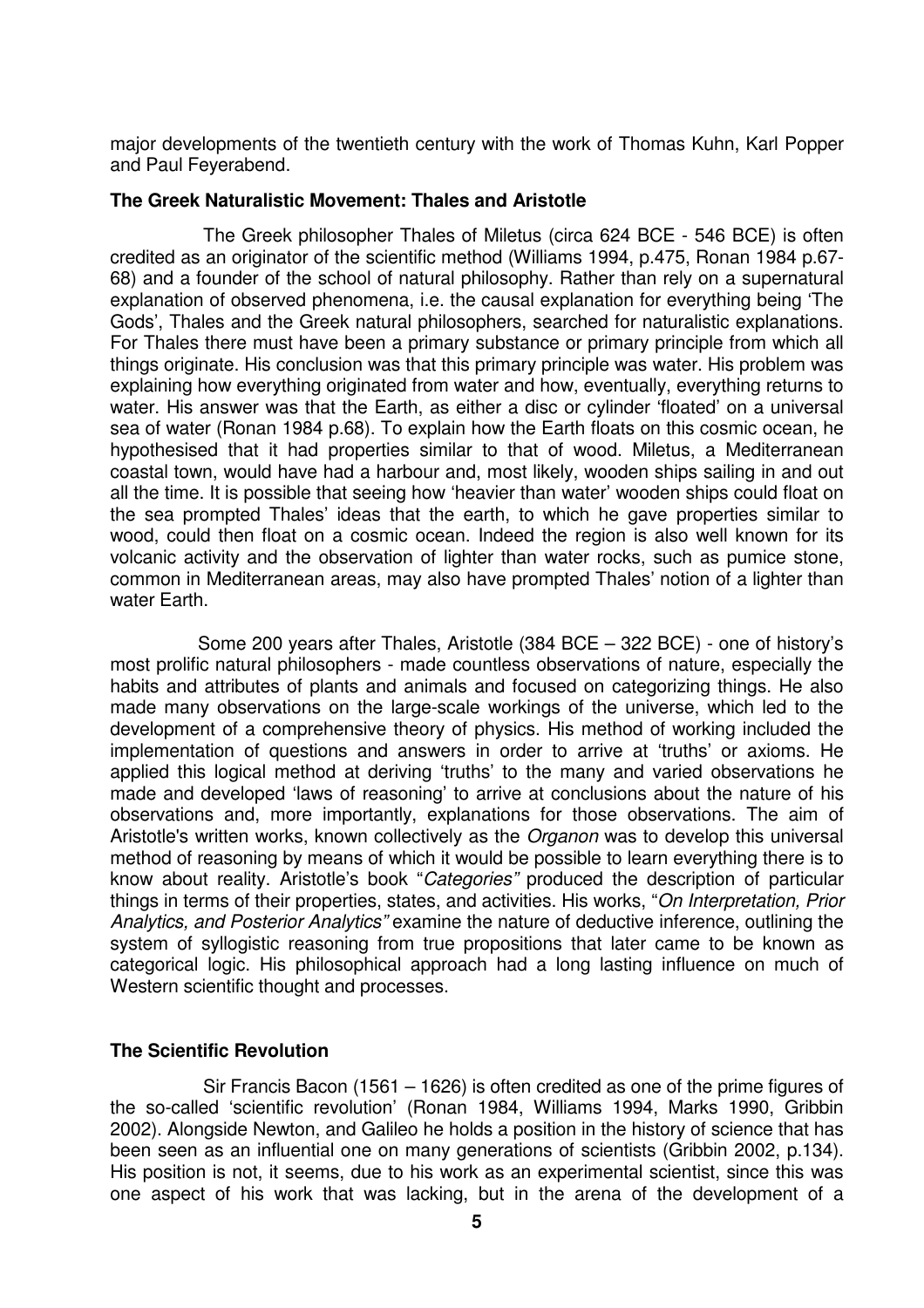major developments of the twentieth century with the work of Thomas Kuhn, Karl Popper and Paul Feyerabend.

**The Greek Naturalistic Movement: Thales and Aristotle**

The Greek philosopher Thales of Miletus (circa 624 BCE - 546 BCE) is often credited as an originator of the scientific method (Williams 1994, p.475, Ronan 1984 p.67-68) and a founder of the school of natural philosophy. Rather than rely on a supernatural explanation of observed phenomena, i.e. the causal explanation for everything being 'The Gods', Thales and the Greek natural philosophers, searched for naturalistic explanations. For Thales there must have been a primary substance or primary principle from which all things originate. His conclusion was that this primary principle was water. His problem was explaining how everything originated from water and how, eventually, everything returns to water. His answer was that the Earth, as either a disc or cylinder 'floated' on a universal sea of water (Ronan 1984 p.68). To explain how the Earth floats on this cosmic ocean, he hypothesised that it had properties similar to that of wood. Miletus, a Mediterranean coastal town, would have had a harbour and, most likely, wooden ships sailing in and out all the time. It is possible that seeing how 'heavier than water' wooden ships could float on the sea prompted Thales' ideas that the earth, to which he gave properties similar to wood, could then float on a cosmic ocean. Indeed the region is also well known for its volcanic activity and the observation of lighter than water rocks, such as pumice stone, common in Mediterranean areas, may also have prompted Thales' notion of a lighter than water Earth.

Some 200 years after Thales, Aristotle (384 BCE – 322 BCE) - one of history's most prolific natural philosophers - made countless observations of nature, especially the habits and attributes of plants and animals and focused on categorizing things. He also made many observations on the large-scale workings of the universe, which led to the development of a comprehensive theory of physics. His method of working included the implementation of questions and answers in order to arrive at 'truths' or axioms. He applied this logical method at deriving 'truths' to the many and varied observations he made and developed 'laws of reasoning' to arrive at conclusions about the nature of his observations and, more importantly, explanations for those observations. The aim of Aristotle's written works, known collectively as the *Organon* was to develop this universal method of reasoning by means of which it would be possible to learn everything there is to know about reality. Aristotle's book "*Categories"* produced the description of particular things in terms of their properties, states, and activities. His works, "*On Interpretation, Prior Analytics, and Posterior Analytics"* examine the nature of deductive inference, outlining the system of syllogistic reasoning from true propositions that later came to be known as categorical logic. His philosophical approach had a long lasting influence on much of Western scientific thought and processes.

**The Scientific Revolution**

Sir Francis Bacon (1561 – 1626) is often credited as one of the prime figures of the so-called 'scientific revolution' (Ronan 1984, Williams 1994, Marks 1990, Gribbin 2002). Alongside Newton, and Galileo he holds a position in the history of science that has been seen as an influential one on many generations of scientists (Gribbin 2002, p.134). His position is not, it seems, due to his work as an experimental scientist, since this was one aspect of his work that was lacking, but in the arena of the development of a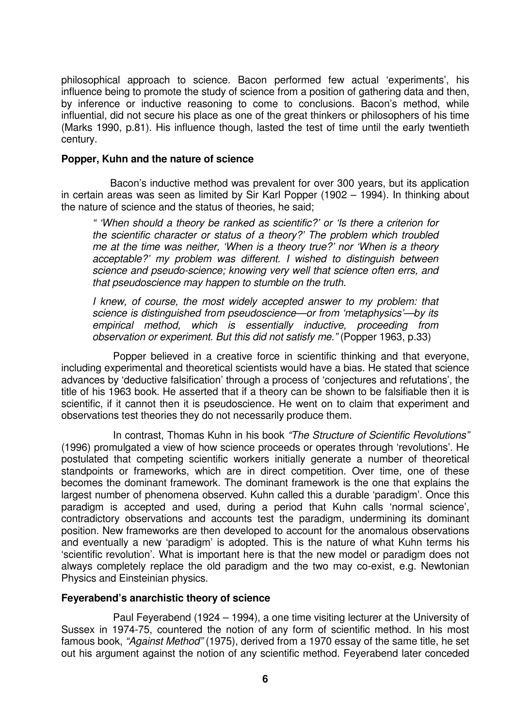philosophical approach to science. Bacon performed few actual 'experiments', his influence being to promote the study of science from a position of gathering data and then, by inference or inductive reasoning to come to conclusions. Bacon's method, while influential, did not secure his place as one of the great thinkers or philosophers of his time (Marks 1990, p.81). His influence though, lasted the test of time until the early twentieth century.

**Popper, Kuhn and the nature of science**

Bacon's inductive method was prevalent for over 300 years, but its application in certain areas was seen as limited by Sir Karl Popper (1902 – 1994). In thinking about the nature of science and the status of theories, he said;

> *" 'When should a theory be ranked as scientific?' or 'Is there a criterion for the scientific character or status of a theory?' The problem which troubled me at the time was neither, 'When is a theory true?' nor 'When is a theory acceptable?' my problem was different. I wished to distinguish between science and pseudo-science; knowing very well that science often errs, and that pseudoscience may happen to stumble on the truth.*
>
> *I knew, of course, the most widely accepted answer to my problem: that science is distinguished from pseudoscience—or from 'metaphysics'—by its empirical method, which is essentially inductive, proceeding from observation or experiment. But this did not satisfy me."* (Popper 1963, p.33)

Popper believed in a creative force in scientific thinking and that everyone, including experimental and theoretical scientists would have a bias. He stated that science advances by 'deductive falsification' through a process of 'conjectures and refutations', the title of his 1963 book. He asserted that if a theory can be shown to be falsifiable then it is scientific, if it cannot then it is pseudoscience. He went on to claim that experiment and observations test theories they do not necessarily produce them.

In contrast, Thomas Kuhn in his book *"The Structure of Scientific Revolutions"* (1996) promulgated a view of how science proceeds or operates through 'revolutions'. He postulated that competing scientific workers initially generate a number of theoretical standpoints or frameworks, which are in direct competition. Over time, one of these becomes the dominant framework. The dominant framework is the one that explains the largest number of phenomena observed. Kuhn called this a durable 'paradigm'. Once this paradigm is accepted and used, during a period that Kuhn calls 'normal science', contradictory observations and accounts test the paradigm, undermining its dominant position. New frameworks are then developed to account for the anomalous observations and eventually a new 'paradigm' is adopted. This is the nature of what Kuhn terms his 'scientific revolution'. What is important here is that the new model or paradigm does not always completely replace the old paradigm and the two may co-exist, e.g. Newtonian Physics and Einsteinian physics.

**Feyerabend's anarchistic theory of science**

Paul Feyerabend (1924 – 1994), a one time visiting lecturer at the University of Sussex in 1974-75, countered the notion of any form of scientific method. In his most famous book, *"Against Method"* (1975), derived from a 1970 essay of the same title, he set out his argument against the notion of any scientific method. Feyerabend later conceded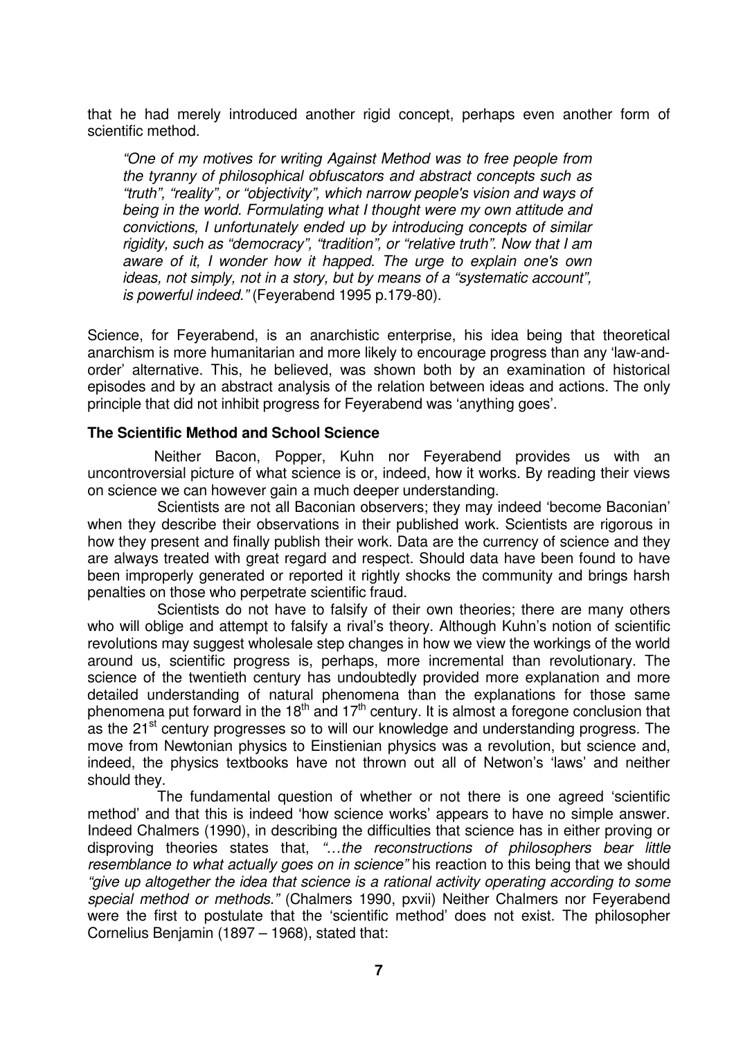that he had merely introduced another rigid concept, perhaps even another form of scientific method.

> *"One of my motives for writing Against Method was to free people from the tyranny of philosophical obfuscators and abstract concepts such as "truth", "reality", or "objectivity", which narrow people's vision and ways of being in the world. Formulating what I thought were my own attitude and convictions, I unfortunately ended up by introducing concepts of similar rigidity, such as "democracy", "tradition", or "relative truth". Now that I am aware of it, I wonder how it happed. The urge to explain one's own ideas, not simply, not in a story, but by means of a "systematic account", is powerful indeed."* (Feyerabend 1995 p.179-80).

Science, for Feyerabend, is an anarchistic enterprise, his idea being that theoretical anarchism is more humanitarian and more likely to encourage progress than any 'law-and-order' alternative. This, he believed, was shown both by an examination of historical episodes and by an abstract analysis of the relation between ideas and actions. The only principle that did not inhibit progress for Feyerabend was 'anything goes'.

**The Scientific Method and School Science**

Neither Bacon, Popper, Kuhn nor Feyerabend provides us with an uncontroversial picture of what science is or, indeed, how it works. By reading their views on science we can however gain a much deeper understanding.

Scientists are not all Baconian observers; they may indeed 'become Baconian' when they describe their observations in their published work. Scientists are rigorous in how they present and finally publish their work. Data are the currency of science and they are always treated with great regard and respect. Should data have been found to have been improperly generated or reported it rightly shocks the community and brings harsh penalties on those who perpetrate scientific fraud.

Scientists do not have to falsify of their own theories; there are many others who will oblige and attempt to falsify a rival's theory. Although Kuhn's notion of scientific revolutions may suggest wholesale step changes in how we view the workings of the world around us, scientific progress is, perhaps, more incremental than revolutionary. The science of the twentieth century has undoubtedly provided more explanation and more detailed understanding of natural phenomena than the explanations for those same phenomena put forward in the 18th and 17th century. It is almost a foregone conclusion that as the 21st century progresses so to will our knowledge and understanding progress. The move from Newtonian physics to Einstienian physics was a revolution, but science and, indeed, the physics textbooks have not thrown out all of Netwon's 'laws' and neither should they.

The fundamental question of whether or not there is one agreed 'scientific method' and that this is indeed 'how science works' appears to have no simple answer. Indeed Chalmers (1990), in describing the difficulties that science has in either proving or disproving theories states that, *"…the reconstructions of philosophers bear little resemblance to what actually goes on in science"* his reaction to this being that we should *"give up altogether the idea that science is a rational activity operating according to some special method or methods."* (Chalmers 1990, pxvii) Neither Chalmers nor Feyerabend were the first to postulate that the 'scientific method' does not exist. The philosopher Cornelius Benjamin (1897 – 1968), stated that: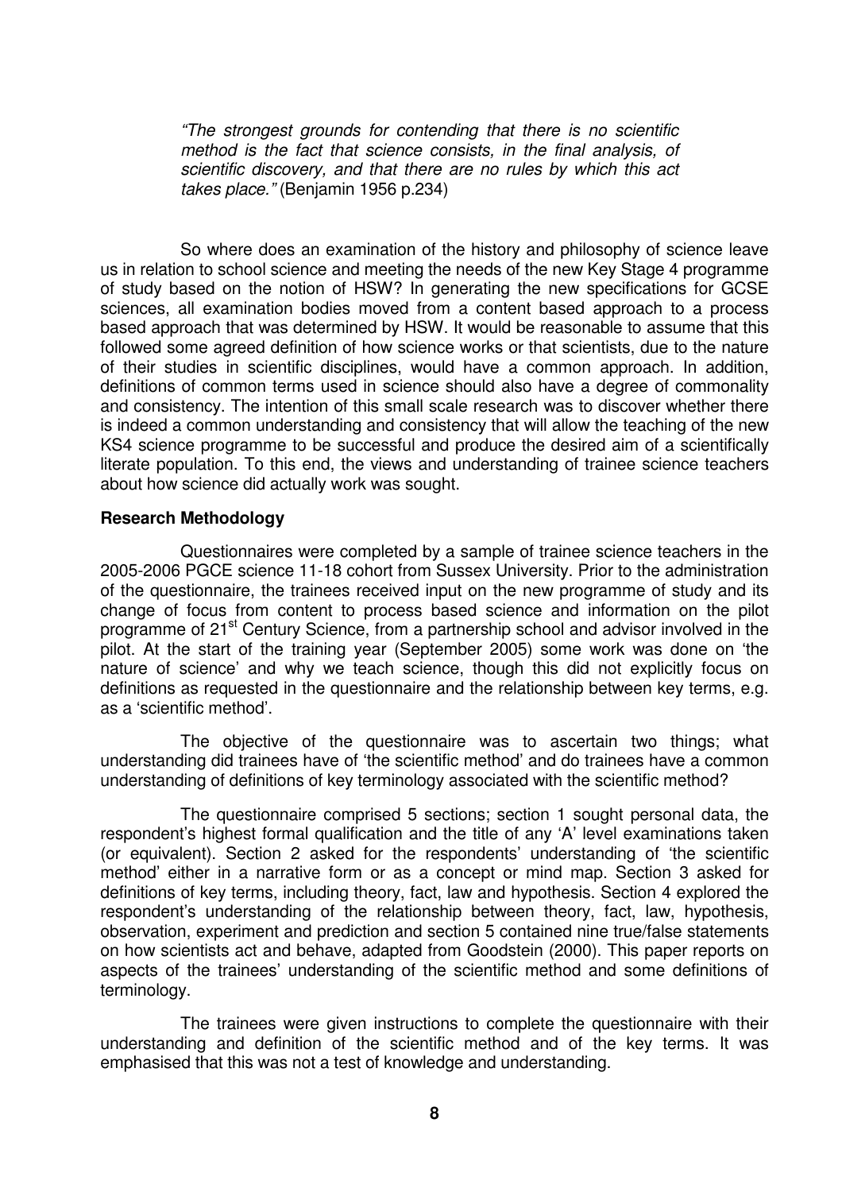> *"The strongest grounds for contending that there is no scientific method is the fact that science consists, in the final analysis, of scientific discovery, and that there are no rules by which this act takes place."* (Benjamin 1956 p.234)

So where does an examination of the history and philosophy of science leave us in relation to school science and meeting the needs of the new Key Stage 4 programme of study based on the notion of HSW? In generating the new specifications for GCSE sciences, all examination bodies moved from a content based approach to a process based approach that was determined by HSW. It would be reasonable to assume that this followed some agreed definition of how science works or that scientists, due to the nature of their studies in scientific disciplines, would have a common approach. In addition, definitions of common terms used in science should also have a degree of commonality and consistency. The intention of this small scale research was to discover whether there is indeed a common understanding and consistency that will allow the teaching of the new KS4 science programme to be successful and produce the desired aim of a scientifically literate population. To this end, the views and understanding of trainee science teachers about how science did actually work was sought.

**Research Methodology**

Questionnaires were completed by a sample of trainee science teachers in the 2005-2006 PGCE science 11-18 cohort from Sussex University. Prior to the administration of the questionnaire, the trainees received input on the new programme of study and its change of focus from content to process based science and information on the pilot programme of 21st Century Science, from a partnership school and advisor involved in the pilot. At the start of the training year (September 2005) some work was done on 'the nature of science' and why we teach science, though this did not explicitly focus on definitions as requested in the questionnaire and the relationship between key terms, e.g. as a 'scientific method'.

The objective of the questionnaire was to ascertain two things; what understanding did trainees have of 'the scientific method' and do trainees have a common understanding of definitions of key terminology associated with the scientific method?

The questionnaire comprised 5 sections; section 1 sought personal data, the respondent's highest formal qualification and the title of any 'A' level examinations taken (or equivalent). Section 2 asked for the respondents' understanding of 'the scientific method' either in a narrative form or as a concept or mind map. Section 3 asked for definitions of key terms, including theory, fact, law and hypothesis. Section 4 explored the respondent's understanding of the relationship between theory, fact, law, hypothesis, observation, experiment and prediction and section 5 contained nine true/false statements on how scientists act and behave, adapted from Goodstein (2000). This paper reports on aspects of the trainees' understanding of the scientific method and some definitions of terminology.

The trainees were given instructions to complete the questionnaire with their understanding and definition of the scientific method and of the key terms. It was emphasised that this was not a test of knowledge and understanding.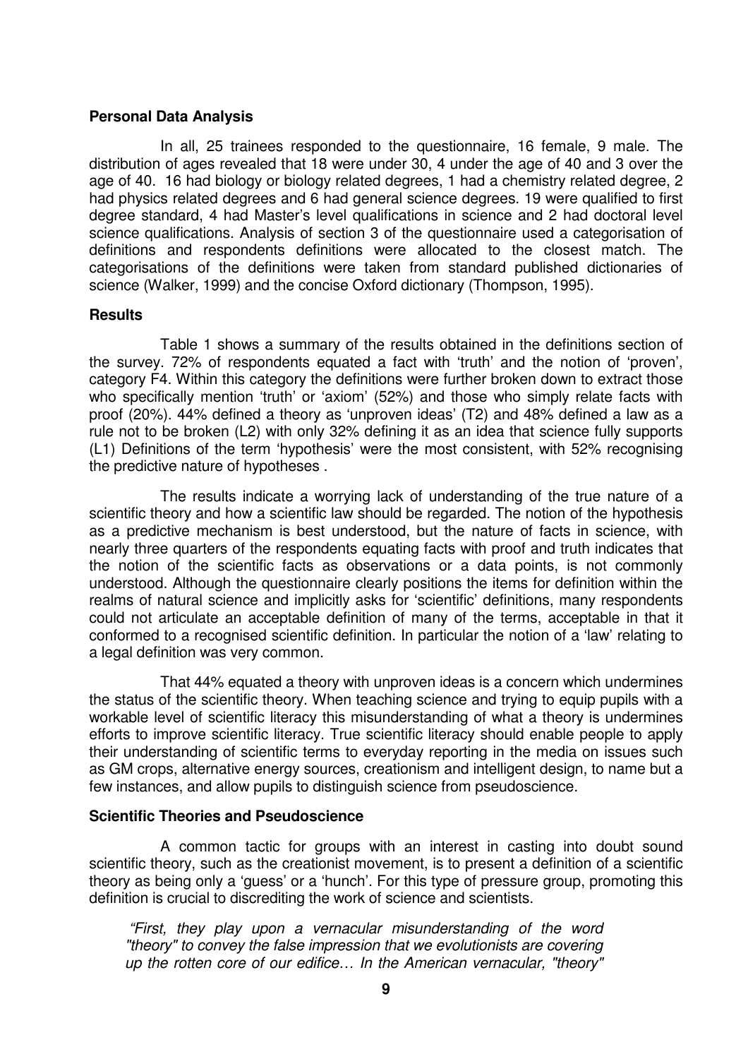## Personal Data Analysis

In all, 25 trainees responded to the questionnaire, 16 female, 9 male. The distribution of ages revealed that 18 were under 30, 4 under the age of 40 and 3 over the age of 40. 16 had biology or biology related degrees, 1 had a chemistry related degree, 2 had physics related degrees and 6 had general science degrees. 19 were qualified to first degree standard, 4 had Master's level qualifications in science and 2 had doctoral level science qualifications. Analysis of section 3 of the questionnaire used a categorisation of definitions and respondents definitions were allocated to the closest match. The categorisations of the definitions were taken from standard published dictionaries of science (Walker, 1999) and the concise Oxford dictionary (Thompson, 1995).

## Results

Table 1 shows a summary of the results obtained in the definitions section of the survey. 72% of respondents equated a fact with 'truth' and the notion of 'proven', category F4. Within this category the definitions were further broken down to extract those who specifically mention 'truth' or 'axiom' (52%) and those who simply relate facts with proof (20%). 44% defined a theory as 'unproven ideas' (T2) and 48% defined a law as a rule not to be broken (L2) with only 32% defining it as an idea that science fully supports (L1) Definitions of the term 'hypothesis' were the most consistent, with 52% recognising the predictive nature of hypotheses .

The results indicate a worrying lack of understanding of the true nature of a scientific theory and how a scientific law should be regarded. The notion of the hypothesis as a predictive mechanism is best understood, but the nature of facts in science, with nearly three quarters of the respondents equating facts with proof and truth indicates that the notion of the scientific facts as observations or a data points, is not commonly understood. Although the questionnaire clearly positions the items for definition within the realms of natural science and implicitly asks for 'scientific' definitions, many respondents could not articulate an acceptable definition of many of the terms, acceptable in that it conformed to a recognised scientific definition. In particular the notion of a 'law' relating to a legal definition was very common.

That 44% equated a theory with unproven ideas is a concern which undermines the status of the scientific theory. When teaching science and trying to equip pupils with a workable level of scientific literacy this misunderstanding of what a theory is undermines efforts to improve scientific literacy. True scientific literacy should enable people to apply their understanding of scientific terms to everyday reporting in the media on issues such as GM crops, alternative energy sources, creationism and intelligent design, to name but a few instances, and allow pupils to distinguish science from pseudoscience.

## Scientific Theories and Pseudoscience

A common tactic for groups with an interest in casting into doubt sound scientific theory, such as the creationist movement, is to present a definition of a scientific theory as being only a 'guess' or a 'hunch'. For this type of pressure group, promoting this definition is crucial to discrediting the work of science and scientists.

> *"First, they play upon a vernacular misunderstanding of the word "theory" to convey the false impression that we evolutionists are covering up the rotten core of our edifice… In the American vernacular, "theory"*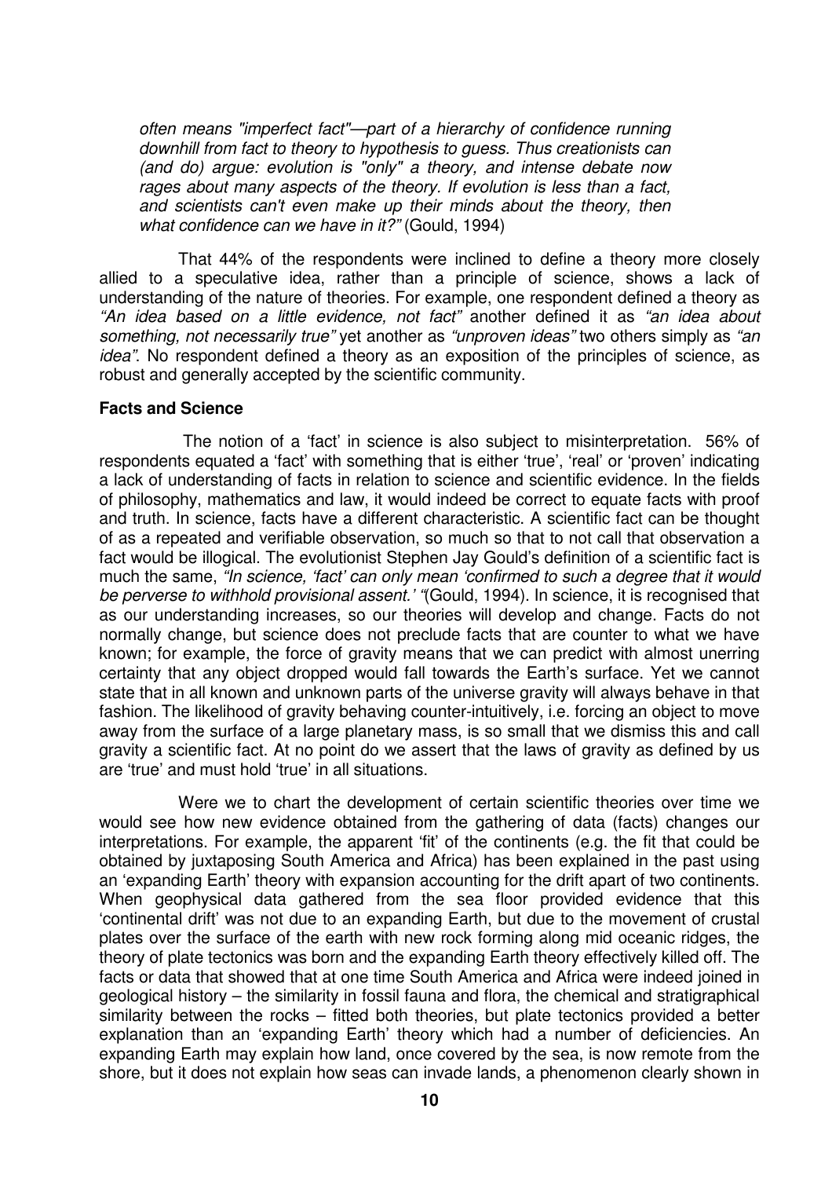*often means "imperfect fact"—part of a hierarchy of confidence running downhill from fact to theory to hypothesis to guess. Thus creationists can (and do) argue: evolution is "only" a theory, and intense debate now rages about many aspects of the theory. If evolution is less than a fact, and scientists can't even make up their minds about the theory, then what confidence can we have in it?"* (Gould, 1994)

That 44% of the respondents were inclined to define a theory more closely allied to a speculative idea, rather than a principle of science, shows a lack of understanding of the nature of theories. For example, one respondent defined a theory as *"An idea based on a little evidence, not fact"* another defined it as *"an idea about something, not necessarily true"* yet another as *"unproven ideas"* two others simply as *"an idea"*. No respondent defined a theory as an exposition of the principles of science, as robust and generally accepted by the scientific community.

**Facts and Science**

The notion of a 'fact' in science is also subject to misinterpretation. 56% of respondents equated a 'fact' with something that is either 'true', 'real' or 'proven' indicating a lack of understanding of facts in relation to science and scientific evidence. In the fields of philosophy, mathematics and law, it would indeed be correct to equate facts with proof and truth. In science, facts have a different characteristic. A scientific fact can be thought of as a repeated and verifiable observation, so much so that to not call that observation a fact would be illogical. The evolutionist Stephen Jay Gould's definition of a scientific fact is much the same, *"In science, 'fact' can only mean 'confirmed to such a degree that it would be perverse to withhold provisional assent.' "*(Gould, 1994). In science, it is recognised that as our understanding increases, so our theories will develop and change. Facts do not normally change, but science does not preclude facts that are counter to what we have known; for example, the force of gravity means that we can predict with almost unerring certainty that any object dropped would fall towards the Earth's surface. Yet we cannot state that in all known and unknown parts of the universe gravity will always behave in that fashion. The likelihood of gravity behaving counter-intuitively, i.e. forcing an object to move away from the surface of a large planetary mass, is so small that we dismiss this and call gravity a scientific fact. At no point do we assert that the laws of gravity as defined by us are 'true' and must hold 'true' in all situations.

Were we to chart the development of certain scientific theories over time we would see how new evidence obtained from the gathering of data (facts) changes our interpretations. For example, the apparent 'fit' of the continents (e.g. the fit that could be obtained by juxtaposing South America and Africa) has been explained in the past using an 'expanding Earth' theory with expansion accounting for the drift apart of two continents. When geophysical data gathered from the sea floor provided evidence that this 'continental drift' was not due to an expanding Earth, but due to the movement of crustal plates over the surface of the earth with new rock forming along mid oceanic ridges, the theory of plate tectonics was born and the expanding Earth theory effectively killed off. The facts or data that showed that at one time South America and Africa were indeed joined in geological history – the similarity in fossil fauna and flora, the chemical and stratigraphical similarity between the rocks – fitted both theories, but plate tectonics provided a better explanation than an 'expanding Earth' theory which had a number of deficiencies. An expanding Earth may explain how land, once covered by the sea, is now remote from the shore, but it does not explain how seas can invade lands, a phenomenon clearly shown in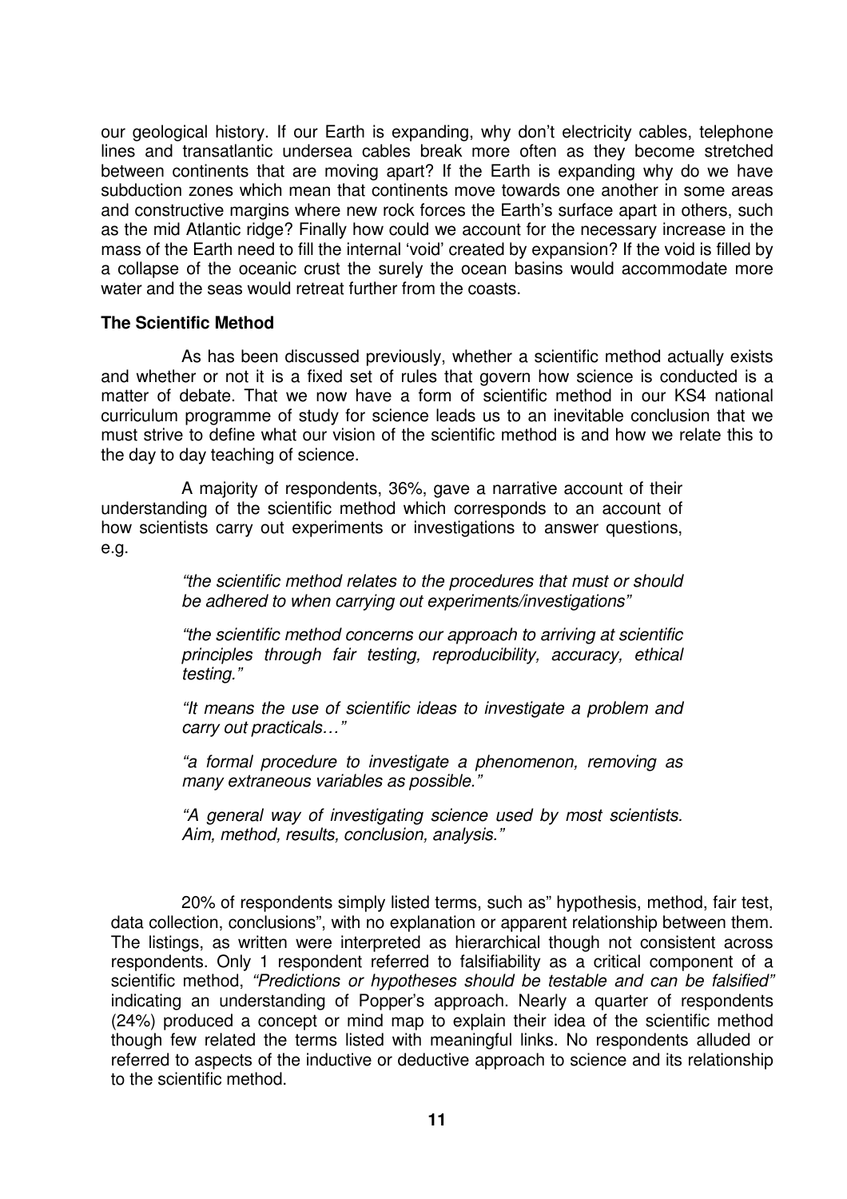our geological history. If our Earth is expanding, why don't electricity cables, telephone lines and transatlantic undersea cables break more often as they become stretched between continents that are moving apart? If the Earth is expanding why do we have subduction zones which mean that continents move towards one another in some areas and constructive margins where new rock forces the Earth's surface apart in others, such as the mid Atlantic ridge? Finally how could we account for the necessary increase in the mass of the Earth need to fill the internal 'void' created by expansion? If the void is filled by a collapse of the oceanic crust the surely the ocean basins would accommodate more water and the seas would retreat further from the coasts.

**The Scientific Method**

As has been discussed previously, whether a scientific method actually exists and whether or not it is a fixed set of rules that govern how science is conducted is a matter of debate. That we now have a form of scientific method in our KS4 national curriculum programme of study for science leads us to an inevitable conclusion that we must strive to define what our vision of the scientific method is and how we relate this to the day to day teaching of science.

A majority of respondents, 36%, gave a narrative account of their understanding of the scientific method which corresponds to an account of how scientists carry out experiments or investigations to answer questions, e.g.

> *"the scientific method relates to the procedures that must or should be adhered to when carrying out experiments/investigations"*
>
> *"the scientific method concerns our approach to arriving at scientific principles through fair testing, reproducibility, accuracy, ethical testing."*
>
> *"It means the use of scientific ideas to investigate a problem and carry out practicals…"*
>
> *"a formal procedure to investigate a phenomenon, removing as many extraneous variables as possible."*
>
> *"A general way of investigating science used by most scientists. Aim, method, results, conclusion, analysis."*

20% of respondents simply listed terms, such as" hypothesis, method, fair test, data collection, conclusions", with no explanation or apparent relationship between them. The listings, as written were interpreted as hierarchical though not consistent across respondents. Only 1 respondent referred to falsifiability as a critical component of a scientific method, *"Predictions or hypotheses should be testable and can be falsified"* indicating an understanding of Popper's approach. Nearly a quarter of respondents (24%) produced a concept or mind map to explain their idea of the scientific method though few related the terms listed with meaningful links. No respondents alluded or referred to aspects of the inductive or deductive approach to science and its relationship to the scientific method.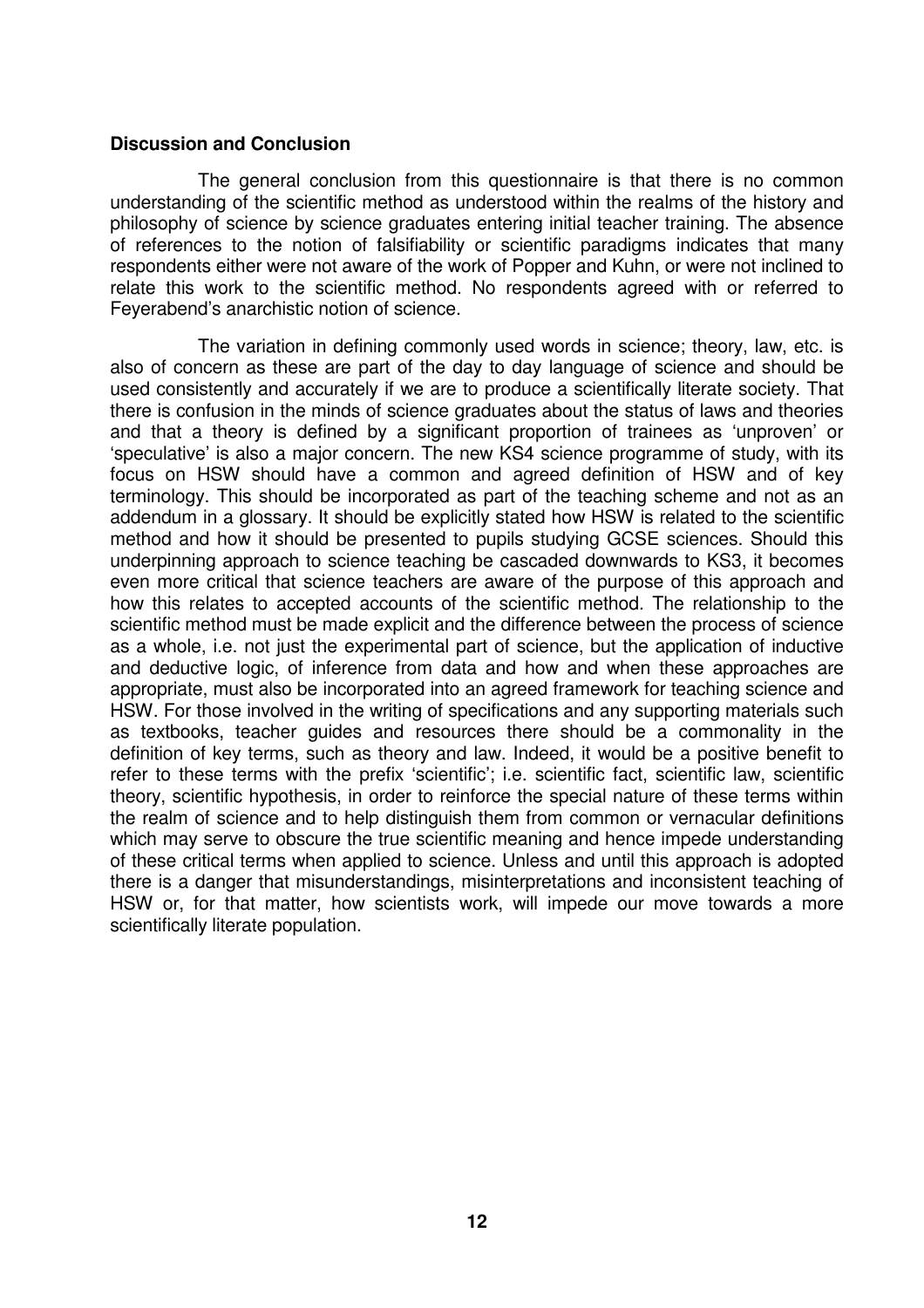**Discussion and Conclusion**

The general conclusion from this questionnaire is that there is no common understanding of the scientific method as understood within the realms of the history and philosophy of science by science graduates entering initial teacher training. The absence of references to the notion of falsifiability or scientific paradigms indicates that many respondents either were not aware of the work of Popper and Kuhn, or were not inclined to relate this work to the scientific method. No respondents agreed with or referred to Feyerabend's anarchistic notion of science.

The variation in defining commonly used words in science; theory, law, etc. is also of concern as these are part of the day to day language of science and should be used consistently and accurately if we are to produce a scientifically literate society. That there is confusion in the minds of science graduates about the status of laws and theories and that a theory is defined by a significant proportion of trainees as 'unproven' or 'speculative' is also a major concern. The new KS4 science programme of study, with its focus on HSW should have a common and agreed definition of HSW and of key terminology. This should be incorporated as part of the teaching scheme and not as an addendum in a glossary. It should be explicitly stated how HSW is related to the scientific method and how it should be presented to pupils studying GCSE sciences. Should this underpinning approach to science teaching be cascaded downwards to KS3, it becomes even more critical that science teachers are aware of the purpose of this approach and how this relates to accepted accounts of the scientific method. The relationship to the scientific method must be made explicit and the difference between the process of science as a whole, i.e. not just the experimental part of science, but the application of inductive and deductive logic, of inference from data and how and when these approaches are appropriate, must also be incorporated into an agreed framework for teaching science and HSW. For those involved in the writing of specifications and any supporting materials such as textbooks, teacher guides and resources there should be a commonality in the definition of key terms, such as theory and law. Indeed, it would be a positive benefit to refer to these terms with the prefix 'scientific'; i.e. scientific fact, scientific law, scientific theory, scientific hypothesis, in order to reinforce the special nature of these terms within the realm of science and to help distinguish them from common or vernacular definitions which may serve to obscure the true scientific meaning and hence impede understanding of these critical terms when applied to science. Unless and until this approach is adopted there is a danger that misunderstandings, misinterpretations and inconsistent teaching of HSW or, for that matter, how scientists work, will impede our move towards a more scientifically literate population.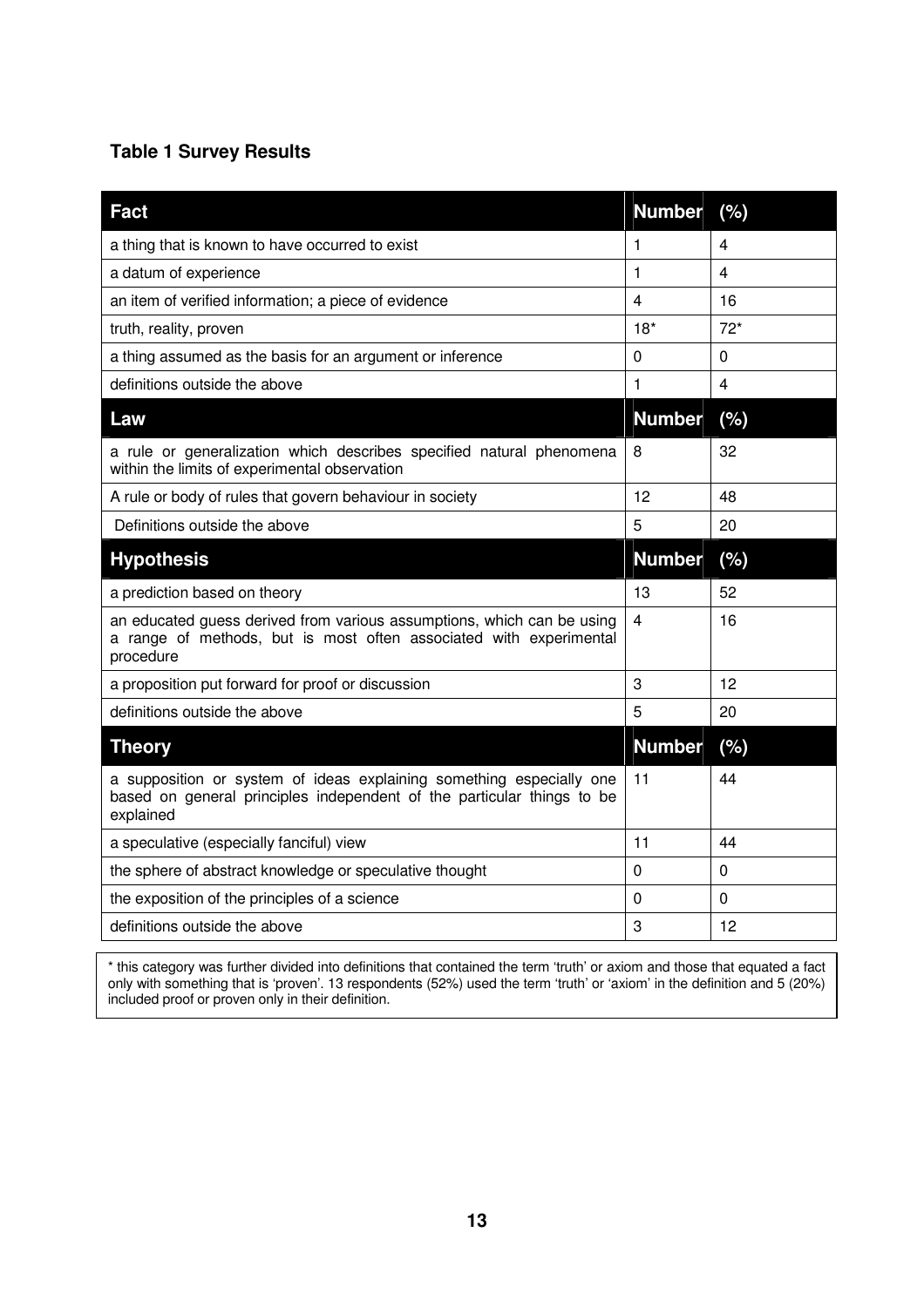**Table 1 Survey Results**

| Fact | Number | (%) |
|---|---|---|
| a thing that is known to have occurred to exist | 1 | 4 |
| a datum of experience | 1 | 4 |
| an item of verified information; a piece of evidence | 4 | 16 |
| truth, reality, proven | 18* | 72* |
| a thing assumed as the basis for an argument or inference | 0 | 0 |
| definitions outside the above | 1 | 4 |
| **Law** | **Number** | **(%)** |
| a rule or generalization which describes specified natural phenomena within the limits of experimental observation | 8 | 32 |
| A rule or body of rules that govern behaviour in society | 12 | 48 |
| Definitions outside the above | 5 | 20 |
| **Hypothesis** | **Number** | **(%)** |
| a prediction based on theory | 13 | 52 |
| an educated guess derived from various assumptions, which can be using a range of methods, but is most often associated with experimental procedure | 4 | 16 |
| a proposition put forward for proof or discussion | 3 | 12 |
| definitions outside the above | 5 | 20 |
| **Theory** | **Number** | **(%)** |
| a supposition or system of ideas explaining something especially one based on general principles independent of the particular things to be explained | 11 | 44 |
| a speculative (especially fanciful) view | 11 | 44 |
| the sphere of abstract knowledge or speculative thought | 0 | 0 |
| the exposition of the principles of a science | 0 | 0 |
| definitions outside the above | 3 | 12 |

* this category was further divided into definitions that contained the term 'truth' or axiom and those that equated a fact only with something that is 'proven'. 13 respondents (52%) used the term 'truth' or 'axiom' in the definition and 5 (20%) included proof or proven only in their definition.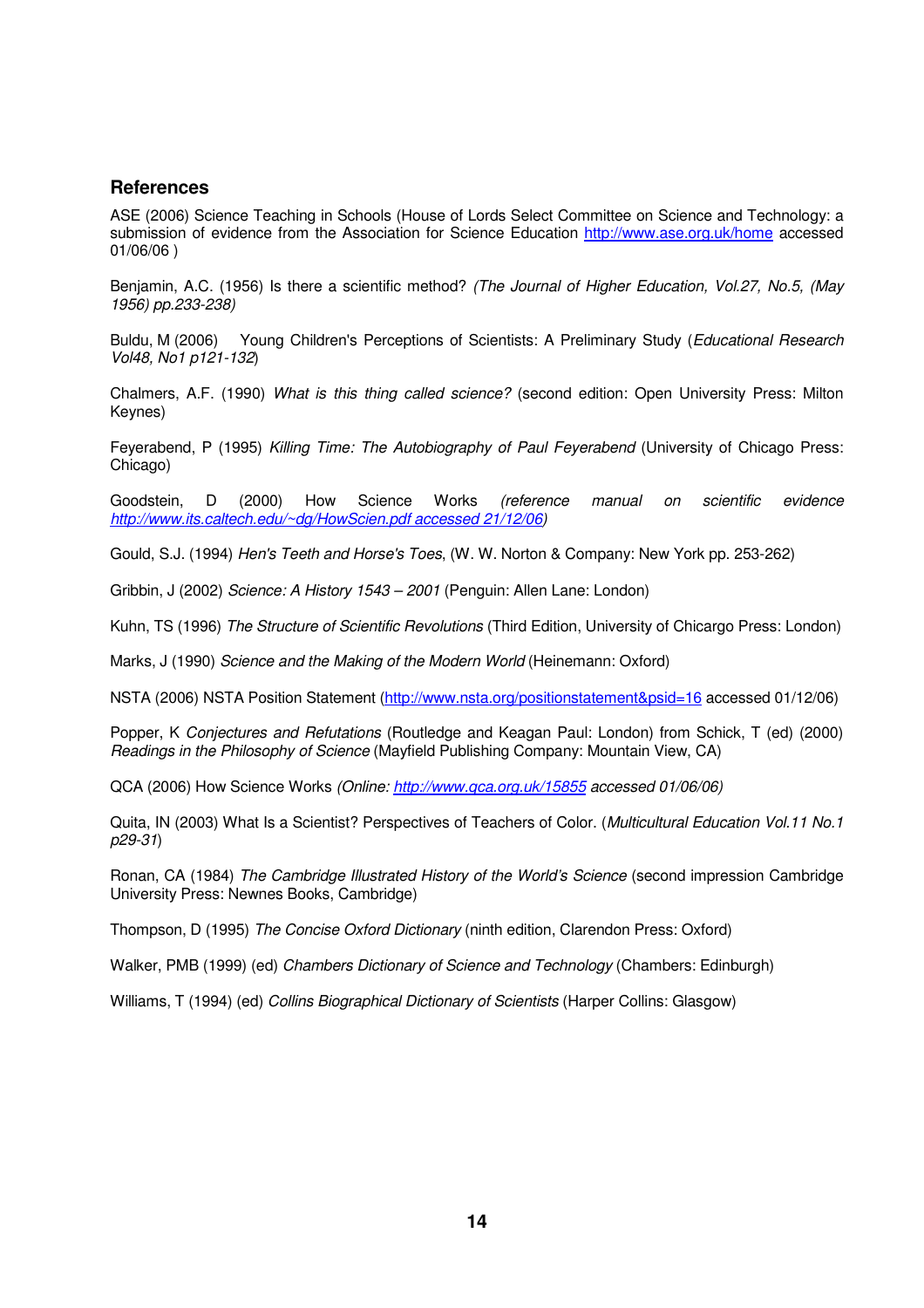## References

ASE (2006) Science Teaching in Schools (House of Lords Select Committee on Science and Technology: a submission of evidence from the Association for Science Education http://www.ase.org.uk/home accessed 01/06/06 )

Benjamin, A.C. (1956) Is there a scientific method? *(The Journal of Higher Education, Vol.27, No.5, (May 1956) pp.233-238)*

Buldu, M (2006) Young Children's Perceptions of Scientists: A Preliminary Study (*Educational Research Vol48, No1 p121-132*)

Chalmers, A.F. (1990) *What is this thing called science?* (second edition: Open University Press: Milton Keynes)

Feyerabend, P (1995) *Killing Time: The Autobiography of Paul Feyerabend* (University of Chicago Press: Chicago)

Goodstein, D (2000) How Science Works *(reference manual on scientific evidence http://www.its.caltech.edu/~dg/HowScien.pdf accessed 21/12/06)*

Gould, S.J. (1994) *Hen's Teeth and Horse's Toes*, (W. W. Norton & Company: New York pp. 253-262)

Gribbin, J (2002) *Science: A History 1543 – 2001* (Penguin: Allen Lane: London)

Kuhn, TS (1996) *The Structure of Scientific Revolutions* (Third Edition, University of Chicargo Press: London)

Marks, J (1990) *Science and the Making of the Modern World* (Heinemann: Oxford)

NSTA (2006) NSTA Position Statement (http://www.nsta.org/positionstatement&psid=16 accessed 01/12/06)

Popper, K *Conjectures and Refutations* (Routledge and Keagan Paul: London) from Schick, T (ed) (2000) *Readings in the Philosophy of Science* (Mayfield Publishing Company: Mountain View, CA)

QCA (2006) How Science Works *(Online: http://www.qca.org.uk/15855 accessed 01/06/06)*

Quita, IN (2003) What Is a Scientist? Perspectives of Teachers of Color. (*Multicultural Education Vol.11 No.1 p29-31*)

Ronan, CA (1984) *The Cambridge Illustrated History of the World's Science* (second impression Cambridge University Press: Newnes Books, Cambridge)

Thompson, D (1995) *The Concise Oxford Dictionary* (ninth edition, Clarendon Press: Oxford)

Walker, PMB (1999) (ed) *Chambers Dictionary of Science and Technology* (Chambers: Edinburgh)

Williams, T (1994) (ed) *Collins Biographical Dictionary of Scientists* (Harper Collins: Glasgow)